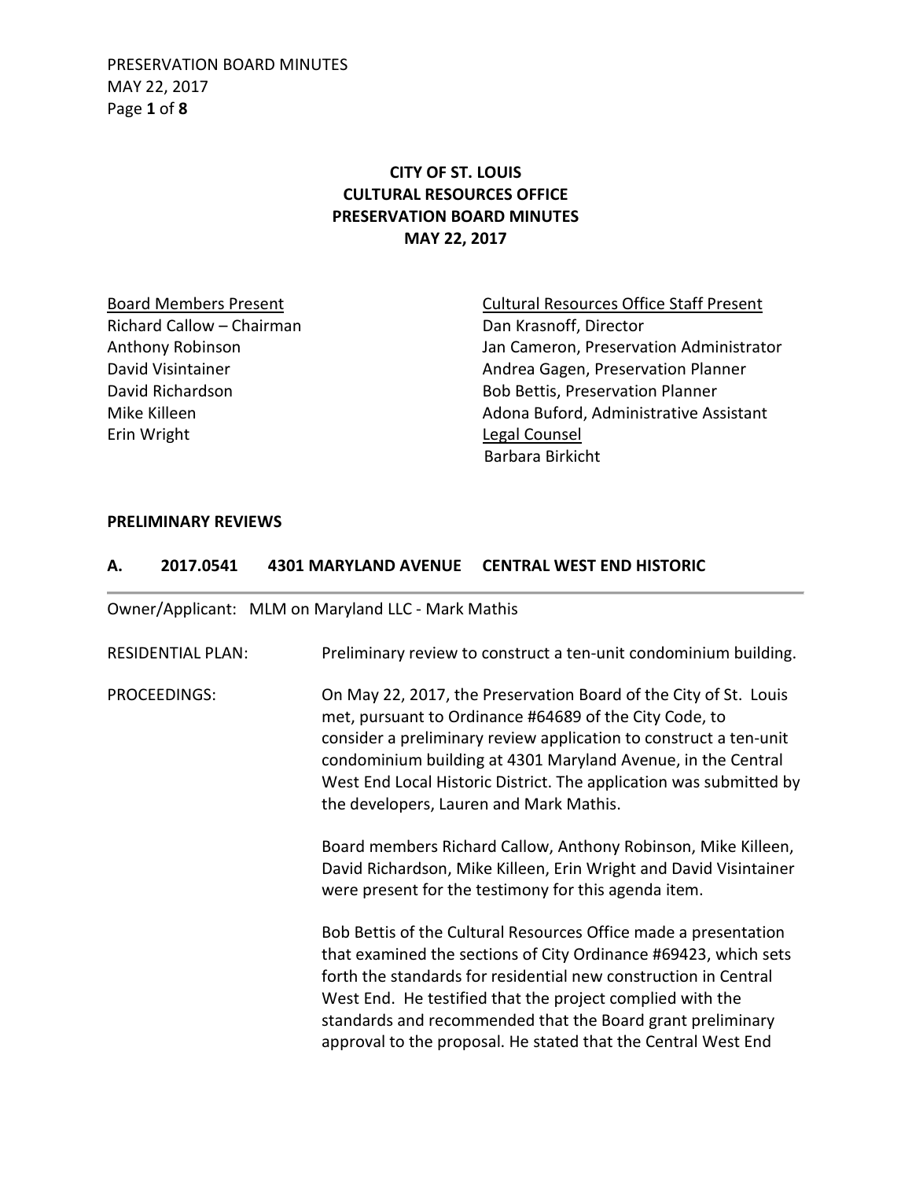# CITY OF ST. LOUIS
# CULTURAL RESOURCES OFFICE
# PRESERVATION BOARD MINUTES
# MAY 22, 2017

| Board Members Present | Cultural Resources Office Staff Present |
| --- | --- |
| Richard Callow – Chairman | Dan Krasnoff, Director |
| Anthony Robinson | Jan Cameron, Preservation Administrator |
| David Visintainer | Andrea Gagen, Preservation Planner |
| David Richardson | Bob Bettis, Preservation Planner |
| Mike Killeen | Adona Buford, Administrative Assistant |
| Erin Wright | Legal Counsel |
| | Barbara Birkicht |

## PRELIMINARY REVIEWS

### A. 2017.0541 4301 MARYLAND AVENUE CENTRAL WEST END HISTORIC

Owner/Applicant: MLM on Maryland LLC - Mark Mathis

RESIDENTIAL PLAN: Preliminary review to construct a ten-unit condominium building.

PROCEEDINGS: On May 22, 2017, the Preservation Board of the City of St. Louis met, pursuant to Ordinance #64689 of the City Code, to consider a preliminary review application to construct a ten-unit condominium building at 4301 Maryland Avenue, in the Central West End Local Historic District. The application was submitted by the developers, Lauren and Mark Mathis.

Board members Richard Callow, Anthony Robinson, Mike Killeen, David Richardson, Mike Killeen, Erin Wright and David Visintainer were present for the testimony for this agenda item.

Bob Bettis of the Cultural Resources Office made a presentation that examined the sections of City Ordinance #69423, which sets forth the standards for residential new construction in Central West End. He testified that the project complied with the standards and recommended that the Board grant preliminary approval to the proposal. He stated that the Central West End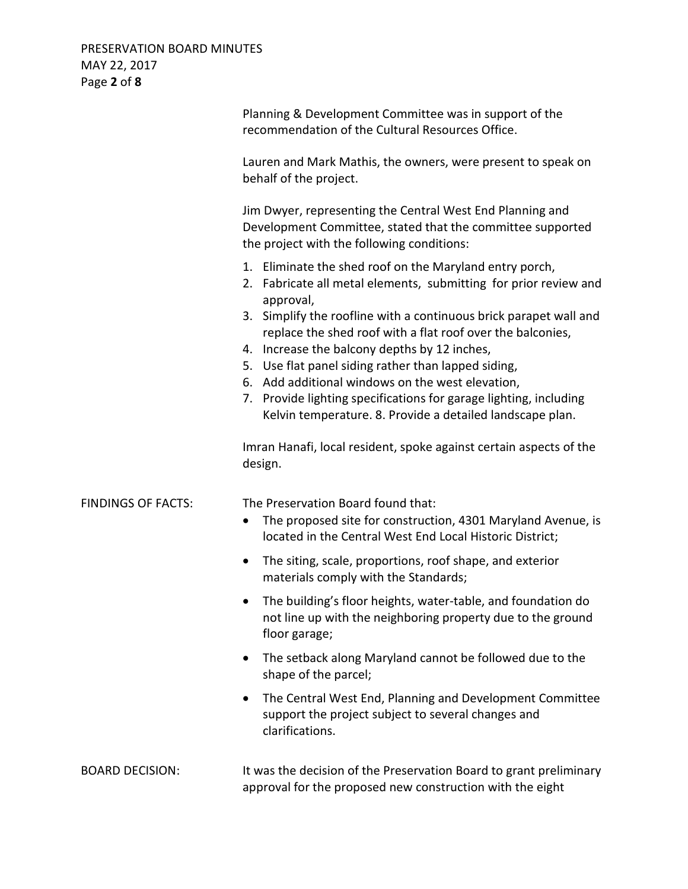Planning & Development Committee was in support of the recommendation of the Cultural Resources Office.

Lauren and Mark Mathis, the owners, were present to speak on behalf of the project.

Jim Dwyer, representing the Central West End Planning and Development Committee, stated that the committee supported the project with the following conditions:

1. Eliminate the shed roof on the Maryland entry porch,
2. Fabricate all metal elements, submitting for prior review and approval,
3. Simplify the roofline with a continuous brick parapet wall and replace the shed roof with a flat roof over the balconies,
4. Increase the balcony depths by 12 inches,
5. Use flat panel siding rather than lapped siding,
6. Add additional windows on the west elevation,
7. Provide lighting specifications for garage lighting, including Kelvin temperature. 8. Provide a detailed landscape plan.

Imran Hanafi, local resident, spoke against certain aspects of the design.

FINDINGS OF FACTS: The Preservation Board found that:

- The proposed site for construction, 4301 Maryland Avenue, is located in the Central West End Local Historic District;
- The siting, scale, proportions, roof shape, and exterior materials comply with the Standards;
- The building's floor heights, water-table, and foundation do not line up with the neighboring property due to the ground floor garage;
- The setback along Maryland cannot be followed due to the shape of the parcel;
- The Central West End, Planning and Development Committee support the project subject to several changes and clarifications.

BOARD DECISION: It was the decision of the Preservation Board to grant preliminary approval for the proposed new construction with the eight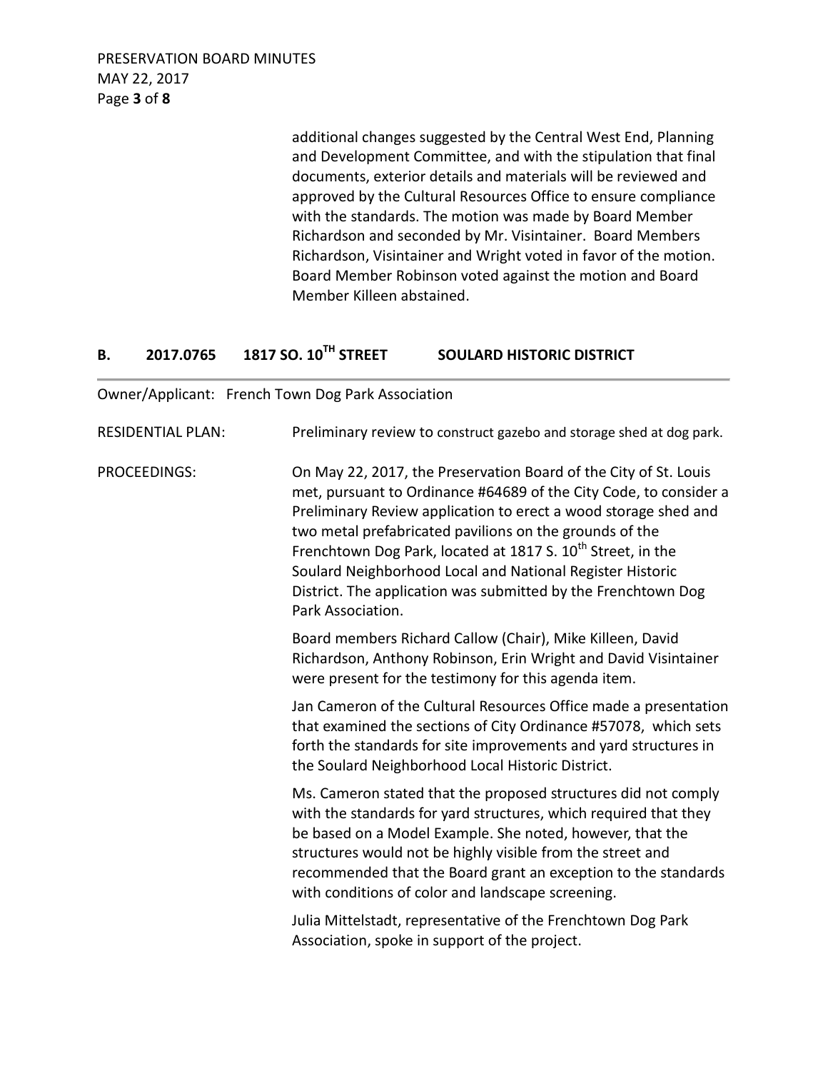additional changes suggested by the Central West End, Planning and Development Committee, and with the stipulation that final documents, exterior details and materials will be reviewed and approved by the Cultural Resources Office to ensure compliance with the standards. The motion was made by Board Member Richardson and seconded by Mr. Visintainer. Board Members Richardson, Visintainer and Wright voted in favor of the motion. Board Member Robinson voted against the motion and Board Member Killeen abstained.

## B. 2017.0765 1817 SO. 10TH STREET SOULARD HISTORIC DISTRICT

Owner/Applicant: French Town Dog Park Association

RESIDENTIAL PLAN: Preliminary review to construct gazebo and storage shed at dog park.

PROCEEDINGS: On May 22, 2017, the Preservation Board of the City of St. Louis met, pursuant to Ordinance #64689 of the City Code, to consider a Preliminary Review application to erect a wood storage shed and two metal prefabricated pavilions on the grounds of the Frenchtown Dog Park, located at 1817 S. 10th Street, in the Soulard Neighborhood Local and National Register Historic District. The application was submitted by the Frenchtown Dog Park Association.

Board members Richard Callow (Chair), Mike Killeen, David Richardson, Anthony Robinson, Erin Wright and David Visintainer were present for the testimony for this agenda item.

Jan Cameron of the Cultural Resources Office made a presentation that examined the sections of City Ordinance #57078, which sets forth the standards for site improvements and yard structures in the Soulard Neighborhood Local Historic District.

Ms. Cameron stated that the proposed structures did not comply with the standards for yard structures, which required that they be based on a Model Example. She noted, however, that the structures would not be highly visible from the street and recommended that the Board grant an exception to the standards with conditions of color and landscape screening.

Julia Mittelstadt, representative of the Frenchtown Dog Park Association, spoke in support of the project.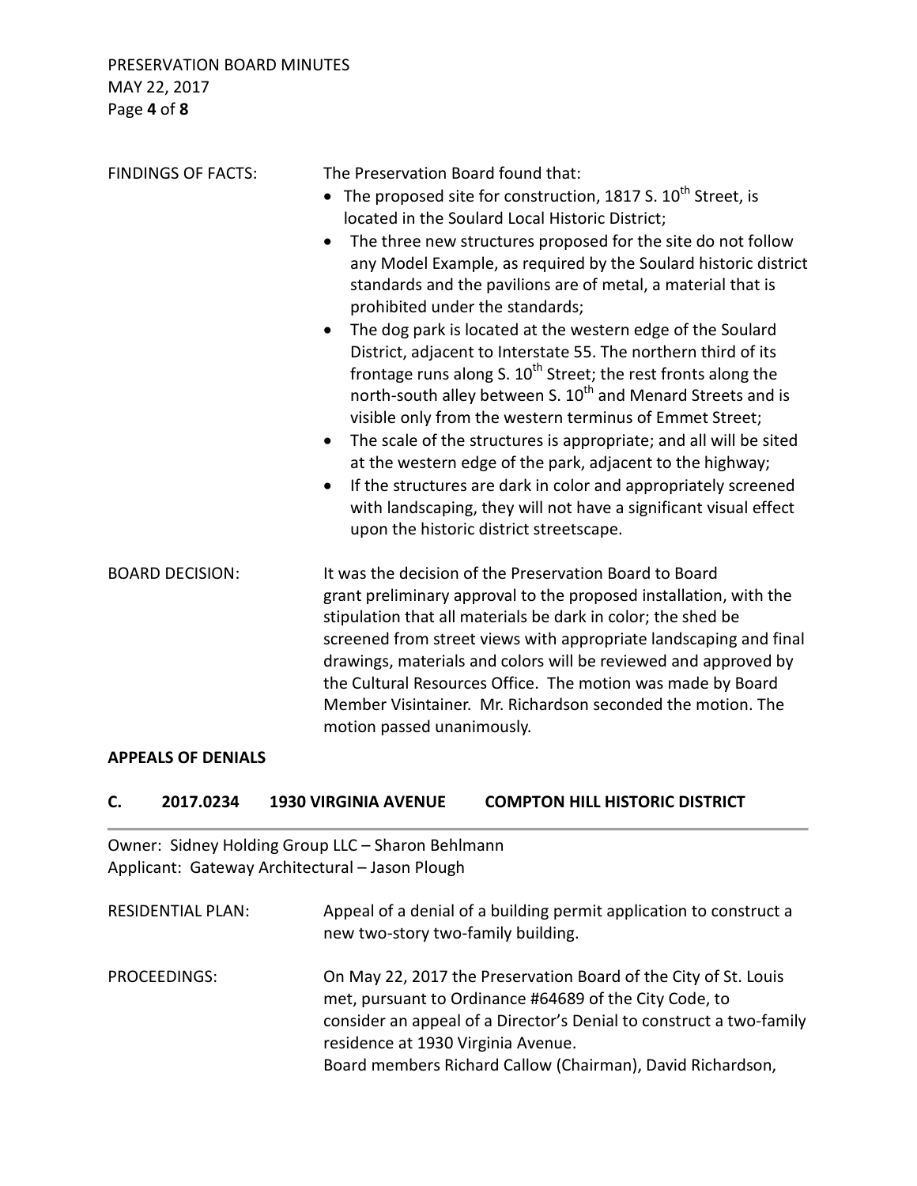FINDINGS OF FACTS: The Preservation Board found that:

- The proposed site for construction, 1817 S. 10th Street, is located in the Soulard Local Historic District;
- The three new structures proposed for the site do not follow any Model Example, as required by the Soulard historic district standards and the pavilions are of metal, a material that is prohibited under the standards;
- The dog park is located at the western edge of the Soulard District, adjacent to Interstate 55. The northern third of its frontage runs along S. 10th Street; the rest fronts along the north-south alley between S. 10th and Menard Streets and is visible only from the western terminus of Emmet Street;
- The scale of the structures is appropriate; and all will be sited at the western edge of the park, adjacent to the highway;
- If the structures are dark in color and appropriately screened with landscaping, they will not have a significant visual effect upon the historic district streetscape.

BOARD DECISION: It was the decision of the Preservation Board to Board grant preliminary approval to the proposed installation, with the stipulation that all materials be dark in color; the shed be screened from street views with appropriate landscaping and final drawings, materials and colors will be reviewed and approved by the Cultural Resources Office. The motion was made by Board Member Visintainer. Mr. Richardson seconded the motion. The motion passed unanimously.

**APPEALS OF DENIALS**

## C. 2017.0234 1930 VIRGINIA AVENUE COMPTON HILL HISTORIC DISTRICT

Owner: Sidney Holding Group LLC – Sharon Behlmann
Applicant: Gateway Architectural – Jason Plough

RESIDENTIAL PLAN: Appeal of a denial of a building permit application to construct a new two-story two-family building.

PROCEEDINGS: On May 22, 2017 the Preservation Board of the City of St. Louis met, pursuant to Ordinance #64689 of the City Code, to consider an appeal of a Director's Denial to construct a two-family residence at 1930 Virginia Avenue.
Board members Richard Callow (Chairman), David Richardson,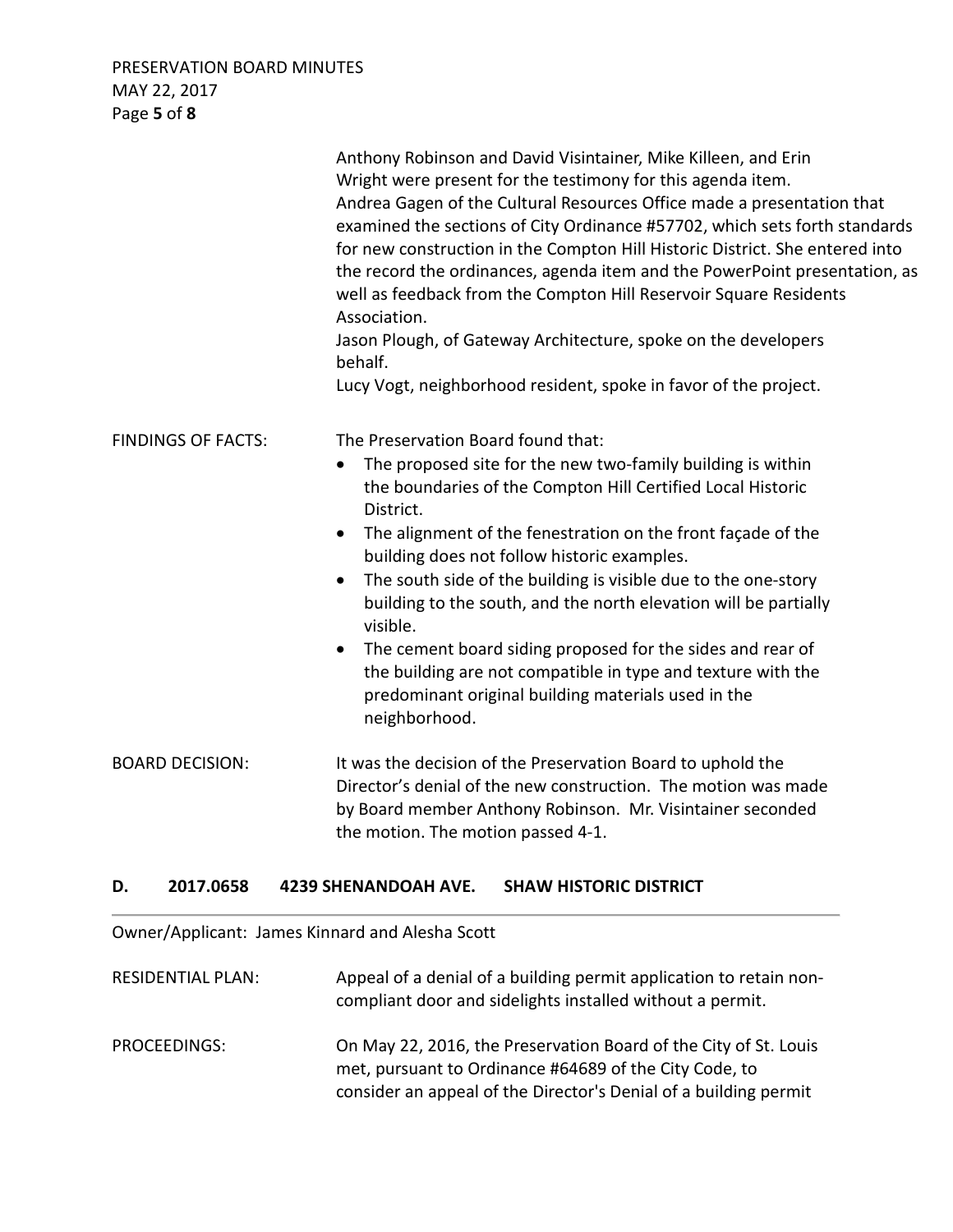Anthony Robinson and David Visintainer, Mike Killeen, and Erin Wright were present for the testimony for this agenda item.
Andrea Gagen of the Cultural Resources Office made a presentation that examined the sections of City Ordinance #57702, which sets forth standards for new construction in the Compton Hill Historic District. She entered into the record the ordinances, agenda item and the PowerPoint presentation, as well as feedback from the Compton Hill Reservoir Square Residents Association.
Jason Plough, of Gateway Architecture, spoke on the developers behalf.
Lucy Vogt, neighborhood resident, spoke in favor of the project.

FINDINGS OF FACTS: The Preservation Board found that:

- The proposed site for the new two-family building is within the boundaries of the Compton Hill Certified Local Historic District.
- The alignment of the fenestration on the front façade of the building does not follow historic examples.
- The south side of the building is visible due to the one-story building to the south, and the north elevation will be partially visible.
- The cement board siding proposed for the sides and rear of the building are not compatible in type and texture with the predominant original building materials used in the neighborhood.

BOARD DECISION: It was the decision of the Preservation Board to uphold the Director's denial of the new construction. The motion was made by Board member Anthony Robinson. Mr. Visintainer seconded the motion. The motion passed 4-1.

## D. 2017.0658 4239 SHENANDOAH AVE. SHAW HISTORIC DISTRICT

Owner/Applicant: James Kinnard and Alesha Scott

RESIDENTIAL PLAN: Appeal of a denial of a building permit application to retain non-compliant door and sidelights installed without a permit.

PROCEEDINGS: On May 22, 2016, the Preservation Board of the City of St. Louis met, pursuant to Ordinance #64689 of the City Code, to consider an appeal of the Director's Denial of a building permit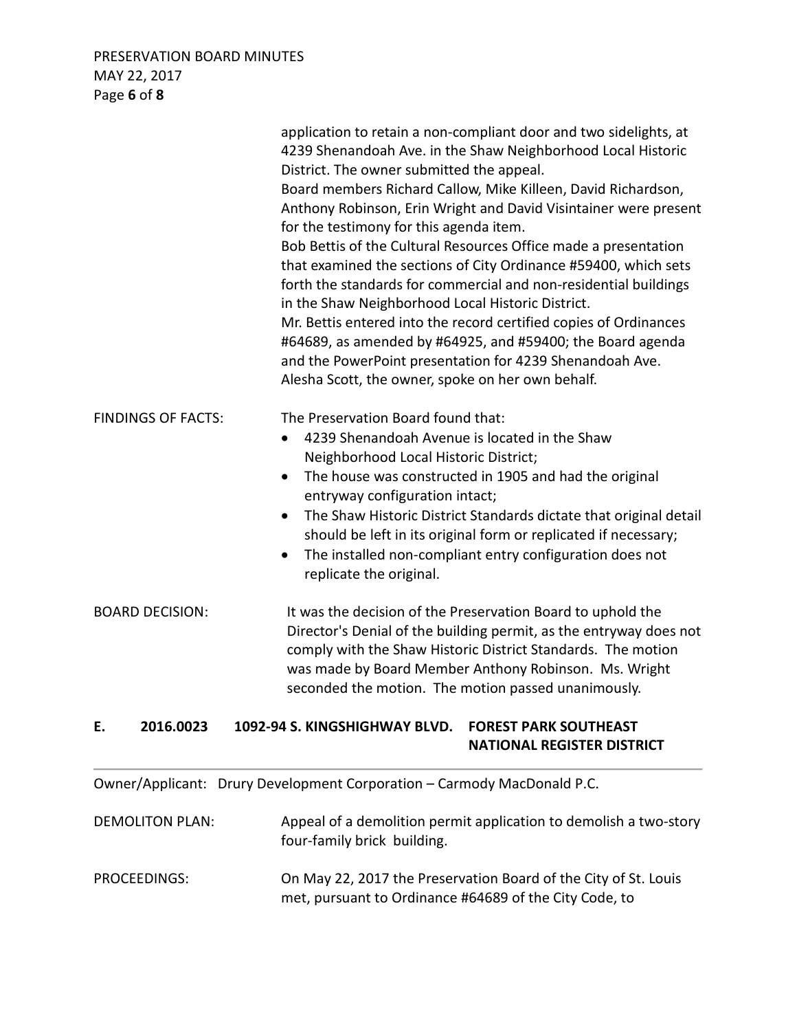application to retain a non-compliant door and two sidelights, at 4239 Shenandoah Ave. in the Shaw Neighborhood Local Historic District. The owner submitted the appeal.
Board members Richard Callow, Mike Killeen, David Richardson, Anthony Robinson, Erin Wright and David Visintainer were present for the testimony for this agenda item.
Bob Bettis of the Cultural Resources Office made a presentation that examined the sections of City Ordinance #59400, which sets forth the standards for commercial and non-residential buildings in the Shaw Neighborhood Local Historic District.
Mr. Bettis entered into the record certified copies of Ordinances #64689, as amended by #64925, and #59400; the Board agenda and the PowerPoint presentation for 4239 Shenandoah Ave.
Alesha Scott, the owner, spoke on her own behalf.

FINDINGS OF FACTS: The Preservation Board found that:

- 4239 Shenandoah Avenue is located in the Shaw Neighborhood Local Historic District;
- The house was constructed in 1905 and had the original entryway configuration intact;
- The Shaw Historic District Standards dictate that original detail should be left in its original form or replicated if necessary;
- The installed non-compliant entry configuration does not replicate the original.

BOARD DECISION: It was the decision of the Preservation Board to uphold the Director's Denial of the building permit, as the entryway does not comply with the Shaw Historic District Standards. The motion was made by Board Member Anthony Robinson. Ms. Wright seconded the motion. The motion passed unanimously.

## E. 2016.0023 1092-94 S. KINGSHIGHWAY BLVD. FOREST PARK SOUTHEAST NATIONAL REGISTER DISTRICT

---

Owner/Applicant: Drury Development Corporation – Carmody MacDonald P.C.

DEMOLITON PLAN: Appeal of a demolition permit application to demolish a two-story four-family brick building.

PROCEEDINGS: On May 22, 2017 the Preservation Board of the City of St. Louis met, pursuant to Ordinance #64689 of the City Code, to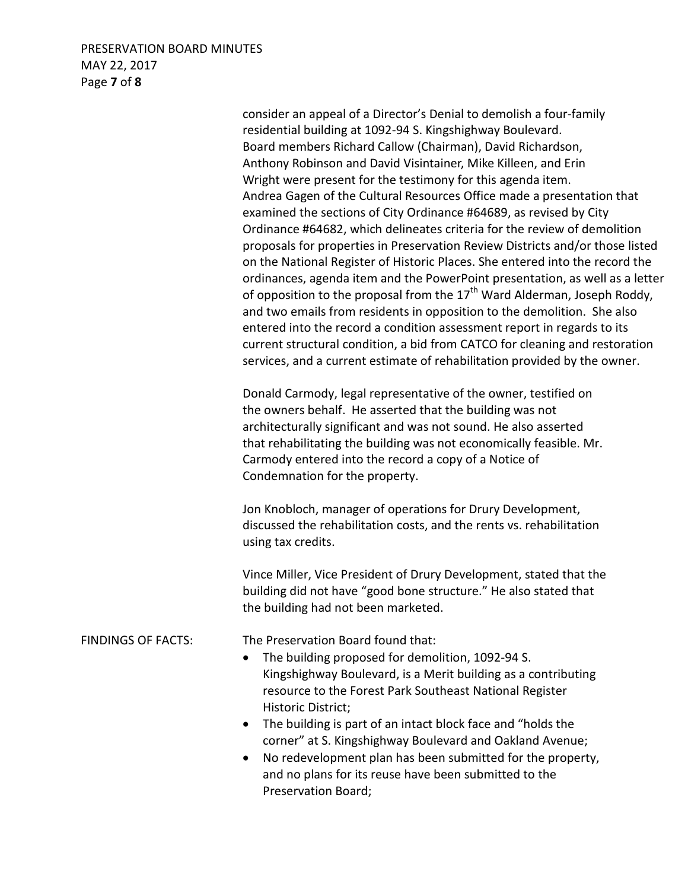consider an appeal of a Director's Denial to demolish a four-family residential building at 1092-94 S. Kingshighway Boulevard. Board members Richard Callow (Chairman), David Richardson, Anthony Robinson and David Visintainer, Mike Killeen, and Erin Wright were present for the testimony for this agenda item. Andrea Gagen of the Cultural Resources Office made a presentation that examined the sections of City Ordinance #64689, as revised by City Ordinance #64682, which delineates criteria for the review of demolition proposals for properties in Preservation Review Districts and/or those listed on the National Register of Historic Places. She entered into the record the ordinances, agenda item and the PowerPoint presentation, as well as a letter of opposition to the proposal from the 17th Ward Alderman, Joseph Roddy, and two emails from residents in opposition to the demolition. She also entered into the record a condition assessment report in regards to its current structural condition, a bid from CATCO for cleaning and restoration services, and a current estimate of rehabilitation provided by the owner.

Donald Carmody, legal representative of the owner, testified on the owners behalf. He asserted that the building was not architecturally significant and was not sound. He also asserted that rehabilitating the building was not economically feasible. Mr. Carmody entered into the record a copy of a Notice of Condemnation for the property.

Jon Knobloch, manager of operations for Drury Development, discussed the rehabilitation costs, and the rents vs. rehabilitation using tax credits.

Vince Miller, Vice President of Drury Development, stated that the building did not have "good bone structure." He also stated that the building had not been marketed.

FINDINGS OF FACTS: The Preservation Board found that:

- The building proposed for demolition, 1092-94 S. Kingshighway Boulevard, is a Merit building as a contributing resource to the Forest Park Southeast National Register Historic District;
- The building is part of an intact block face and "holds the corner" at S. Kingshighway Boulevard and Oakland Avenue;
- No redevelopment plan has been submitted for the property, and no plans for its reuse have been submitted to the Preservation Board;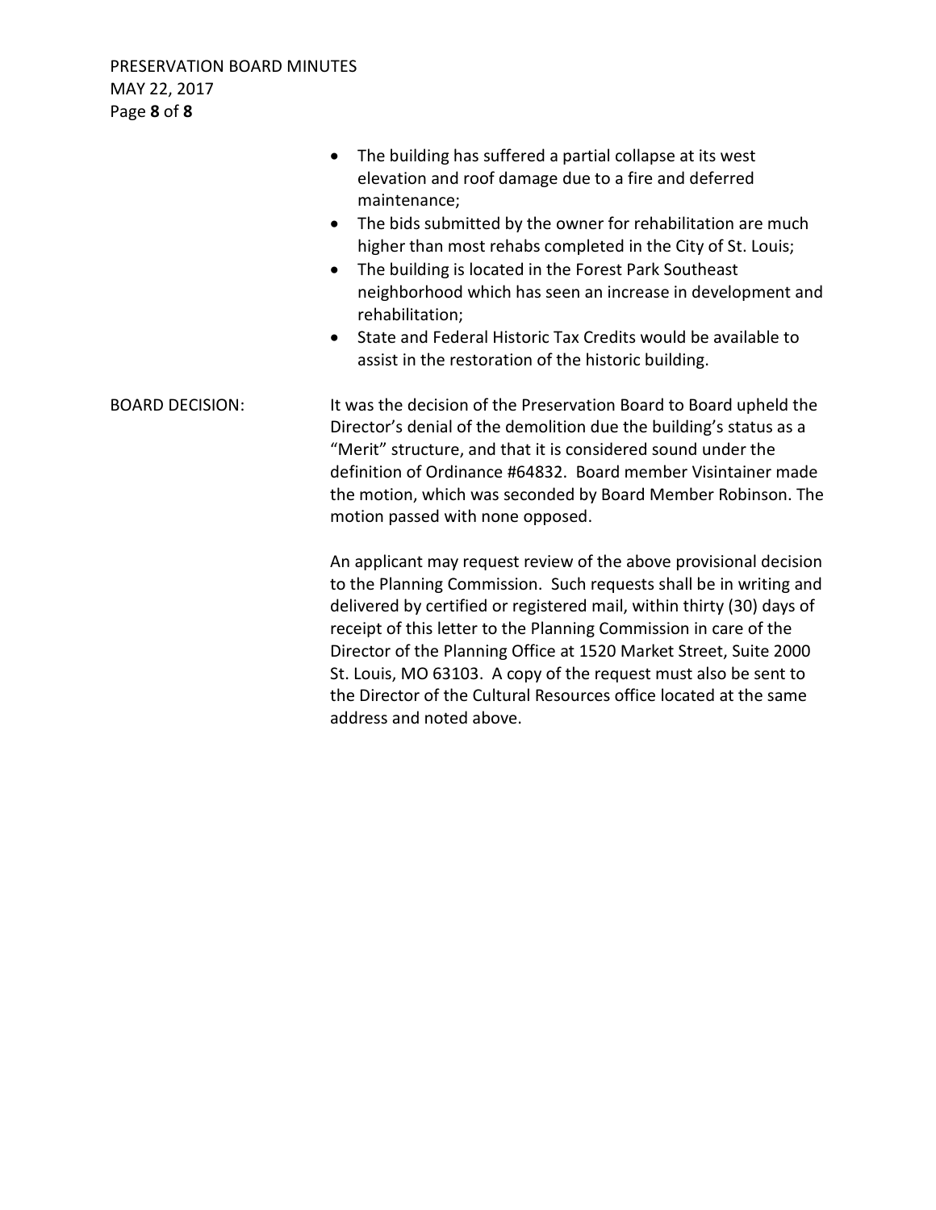- The building has suffered a partial collapse at its west elevation and roof damage due to a fire and deferred maintenance;
- The bids submitted by the owner for rehabilitation are much higher than most rehabs completed in the City of St. Louis;
- The building is located in the Forest Park Southeast neighborhood which has seen an increase in development and rehabilitation;
- State and Federal Historic Tax Credits would be available to assist in the restoration of the historic building.

BOARD DECISION: It was the decision of the Preservation Board to Board upheld the Director's denial of the demolition due the building's status as a "Merit" structure, and that it is considered sound under the definition of Ordinance #64832. Board member Visintainer made the motion, which was seconded by Board Member Robinson. The motion passed with none opposed.

An applicant may request review of the above provisional decision to the Planning Commission. Such requests shall be in writing and delivered by certified or registered mail, within thirty (30) days of receipt of this letter to the Planning Commission in care of the Director of the Planning Office at 1520 Market Street, Suite 2000 St. Louis, MO 63103. A copy of the request must also be sent to the Director of the Cultural Resources office located at the same address and noted above.